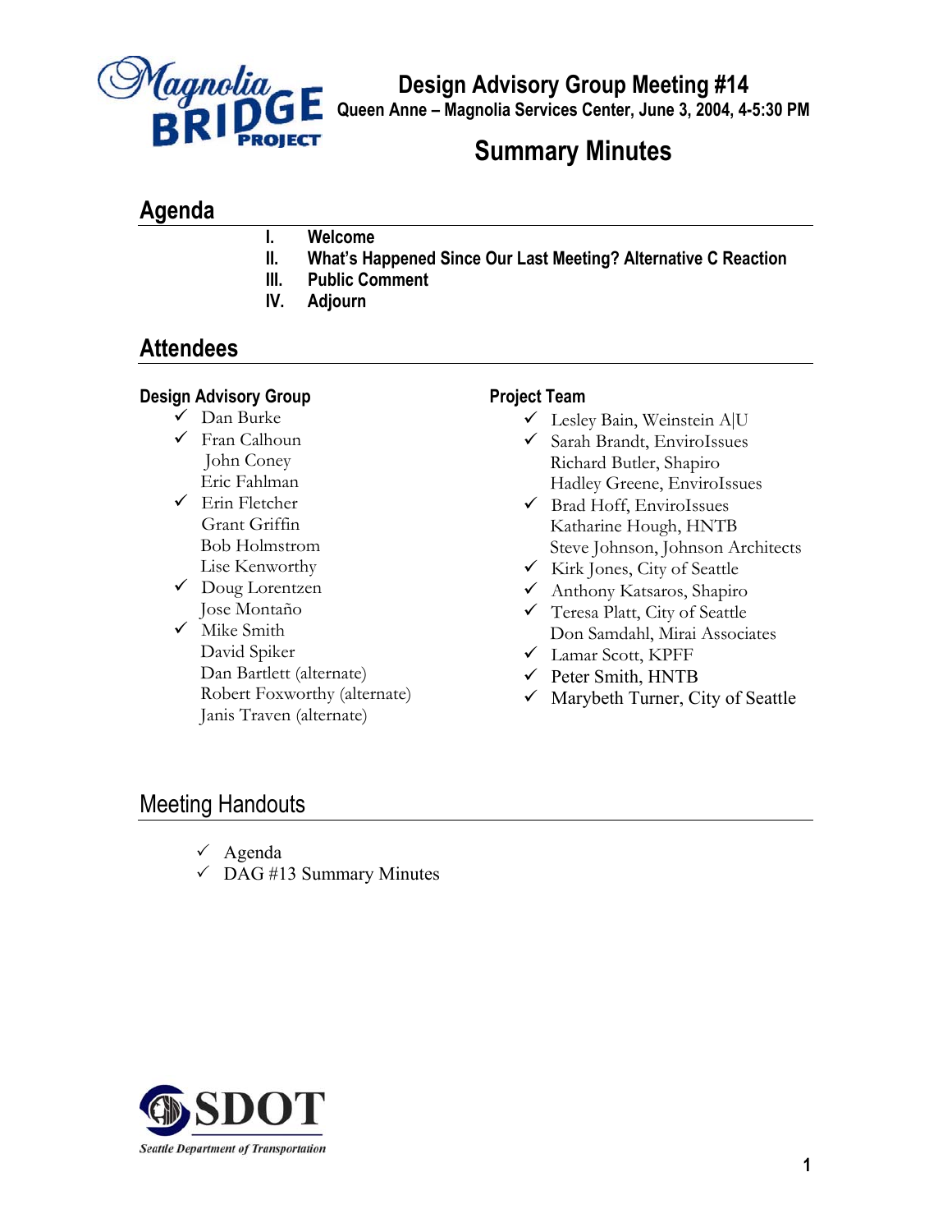# Design Advisory Group Meeting #14

**Queen Anne – Magnolia Services Center, June 3, 2004, 4-5:30 PM**

# Summary Minutes

## Agenda

I. **Welcome**
II. **What's Happened Since Our Last Meeting? Alternative C Reaction**
III. **Public Comment**
IV. **Adjourn**

## Attendees

### Design Advisory Group

- ✓ Dan Burke
- ✓ Fran Calhoun
- John Coney
- Eric Fahlman
- ✓ Erin Fletcher
- Grant Griffin
- Bob Holmstrom
- Lise Kenworthy
- ✓ Doug Lorentzen
- Jose Montaño
- ✓ Mike Smith
- David Spiker
- Dan Bartlett (alternate)
- Robert Foxworthy (alternate)
- Janis Traven (alternate)

### Project Team

- ✓ Lesley Bain, Weinstein A|U
- ✓ Sarah Brandt, EnviroIssues
- Richard Butler, Shapiro
- Hadley Greene, EnviroIssues
- ✓ Brad Hoff, EnviroIssues
- Katharine Hough, HNTB
- Steve Johnson, Johnson Architects
- ✓ Kirk Jones, City of Seattle
- ✓ Anthony Katsaros, Shapiro
- ✓ Teresa Platt, City of Seattle
- Don Samdahl, Mirai Associates
- ✓ Lamar Scott, KPFF
- ✓ Peter Smith, HNTB
- ✓ Marybeth Turner, City of Seattle

## Meeting Handouts

- ✓ Agenda
- ✓ DAG #13 Summary Minutes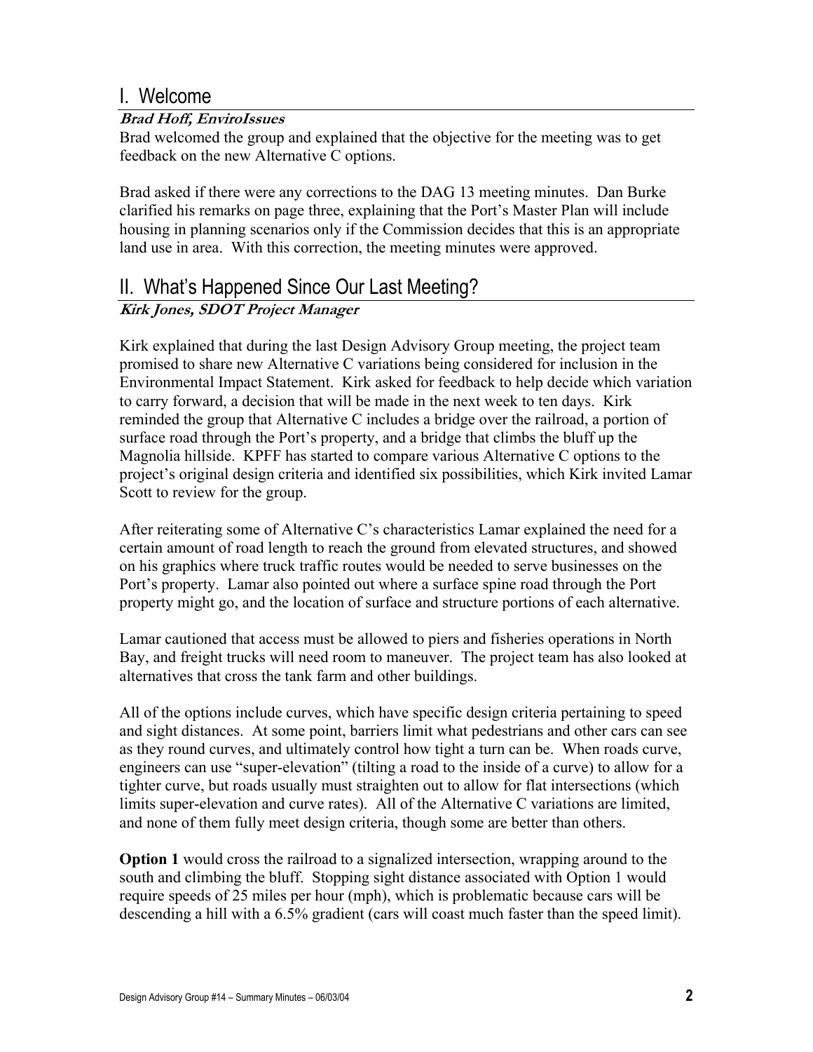## I. Welcome

***Brad Hoff, EnviroIssues***

Brad welcomed the group and explained that the objective for the meeting was to get feedback on the new Alternative C options.

Brad asked if there were any corrections to the DAG 13 meeting minutes. Dan Burke clarified his remarks on page three, explaining that the Port's Master Plan will include housing in planning scenarios only if the Commission decides that this is an appropriate land use in area. With this correction, the meeting minutes were approved.

## II. What's Happened Since Our Last Meeting?

***Kirk Jones, SDOT Project Manager***

Kirk explained that during the last Design Advisory Group meeting, the project team promised to share new Alternative C variations being considered for inclusion in the Environmental Impact Statement. Kirk asked for feedback to help decide which variation to carry forward, a decision that will be made in the next week to ten days. Kirk reminded the group that Alternative C includes a bridge over the railroad, a portion of surface road through the Port's property, and a bridge that climbs the bluff up the Magnolia hillside. KPFF has started to compare various Alternative C options to the project's original design criteria and identified six possibilities, which Kirk invited Lamar Scott to review for the group.

After reiterating some of Alternative C's characteristics Lamar explained the need for a certain amount of road length to reach the ground from elevated structures, and showed on his graphics where truck traffic routes would be needed to serve businesses on the Port's property. Lamar also pointed out where a surface spine road through the Port property might go, and the location of surface and structure portions of each alternative.

Lamar cautioned that access must be allowed to piers and fisheries operations in North Bay, and freight trucks will need room to maneuver. The project team has also looked at alternatives that cross the tank farm and other buildings.

All of the options include curves, which have specific design criteria pertaining to speed and sight distances. At some point, barriers limit what pedestrians and other cars can see as they round curves, and ultimately control how tight a turn can be. When roads curve, engineers can use "super-elevation" (tilting a road to the inside of a curve) to allow for a tighter curve, but roads usually must straighten out to allow for flat intersections (which limits super-elevation and curve rates). All of the Alternative C variations are limited, and none of them fully meet design criteria, though some are better than others.

**Option 1** would cross the railroad to a signalized intersection, wrapping around to the south and climbing the bluff. Stopping sight distance associated with Option 1 would require speeds of 25 miles per hour (mph), which is problematic because cars will be descending a hill with a 6.5% gradient (cars will coast much faster than the speed limit).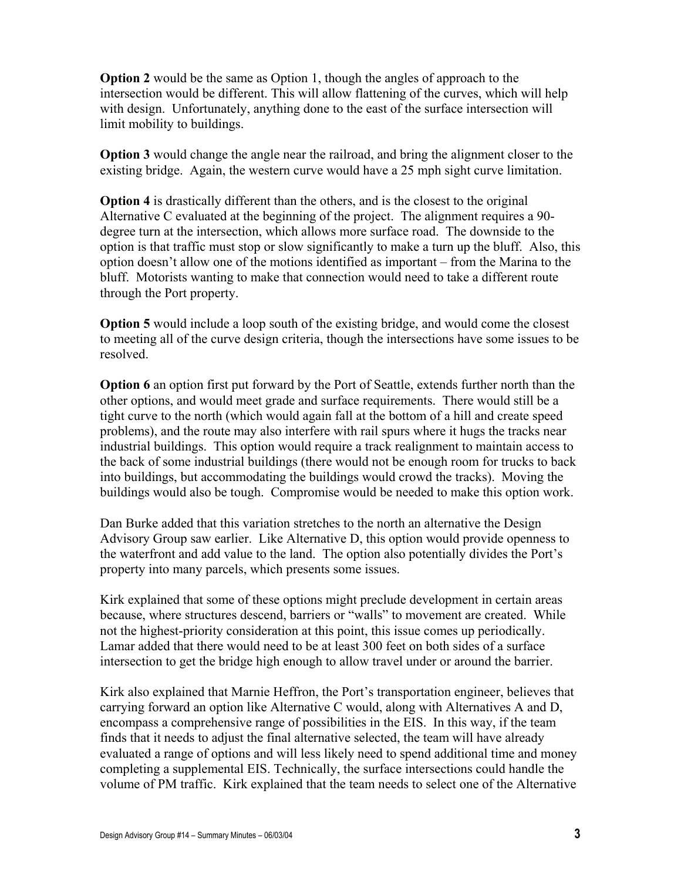**Option 2** would be the same as Option 1, though the angles of approach to the intersection would be different. This will allow flattening of the curves, which will help with design. Unfortunately, anything done to the east of the surface intersection will limit mobility to buildings.

**Option 3** would change the angle near the railroad, and bring the alignment closer to the existing bridge. Again, the western curve would have a 25 mph sight curve limitation.

**Option 4** is drastically different than the others, and is the closest to the original Alternative C evaluated at the beginning of the project. The alignment requires a 90-degree turn at the intersection, which allows more surface road. The downside to the option is that traffic must stop or slow significantly to make a turn up the bluff. Also, this option doesn't allow one of the motions identified as important – from the Marina to the bluff. Motorists wanting to make that connection would need to take a different route through the Port property.

**Option 5** would include a loop south of the existing bridge, and would come the closest to meeting all of the curve design criteria, though the intersections have some issues to be resolved.

**Option 6** an option first put forward by the Port of Seattle, extends further north than the other options, and would meet grade and surface requirements. There would still be a tight curve to the north (which would again fall at the bottom of a hill and create speed problems), and the route may also interfere with rail spurs where it hugs the tracks near industrial buildings. This option would require a track realignment to maintain access to the back of some industrial buildings (there would not be enough room for trucks to back into buildings, but accommodating the buildings would crowd the tracks). Moving the buildings would also be tough. Compromise would be needed to make this option work.

Dan Burke added that this variation stretches to the north an alternative the Design Advisory Group saw earlier. Like Alternative D, this option would provide openness to the waterfront and add value to the land. The option also potentially divides the Port's property into many parcels, which presents some issues.

Kirk explained that some of these options might preclude development in certain areas because, where structures descend, barriers or "walls" to movement are created. While not the highest-priority consideration at this point, this issue comes up periodically. Lamar added that there would need to be at least 300 feet on both sides of a surface intersection to get the bridge high enough to allow travel under or around the barrier.

Kirk also explained that Marnie Heffron, the Port's transportation engineer, believes that carrying forward an option like Alternative C would, along with Alternatives A and D, encompass a comprehensive range of possibilities in the EIS. In this way, if the team finds that it needs to adjust the final alternative selected, the team will have already evaluated a range of options and will less likely need to spend additional time and money completing a supplemental EIS. Technically, the surface intersections could handle the volume of PM traffic. Kirk explained that the team needs to select one of the Alternative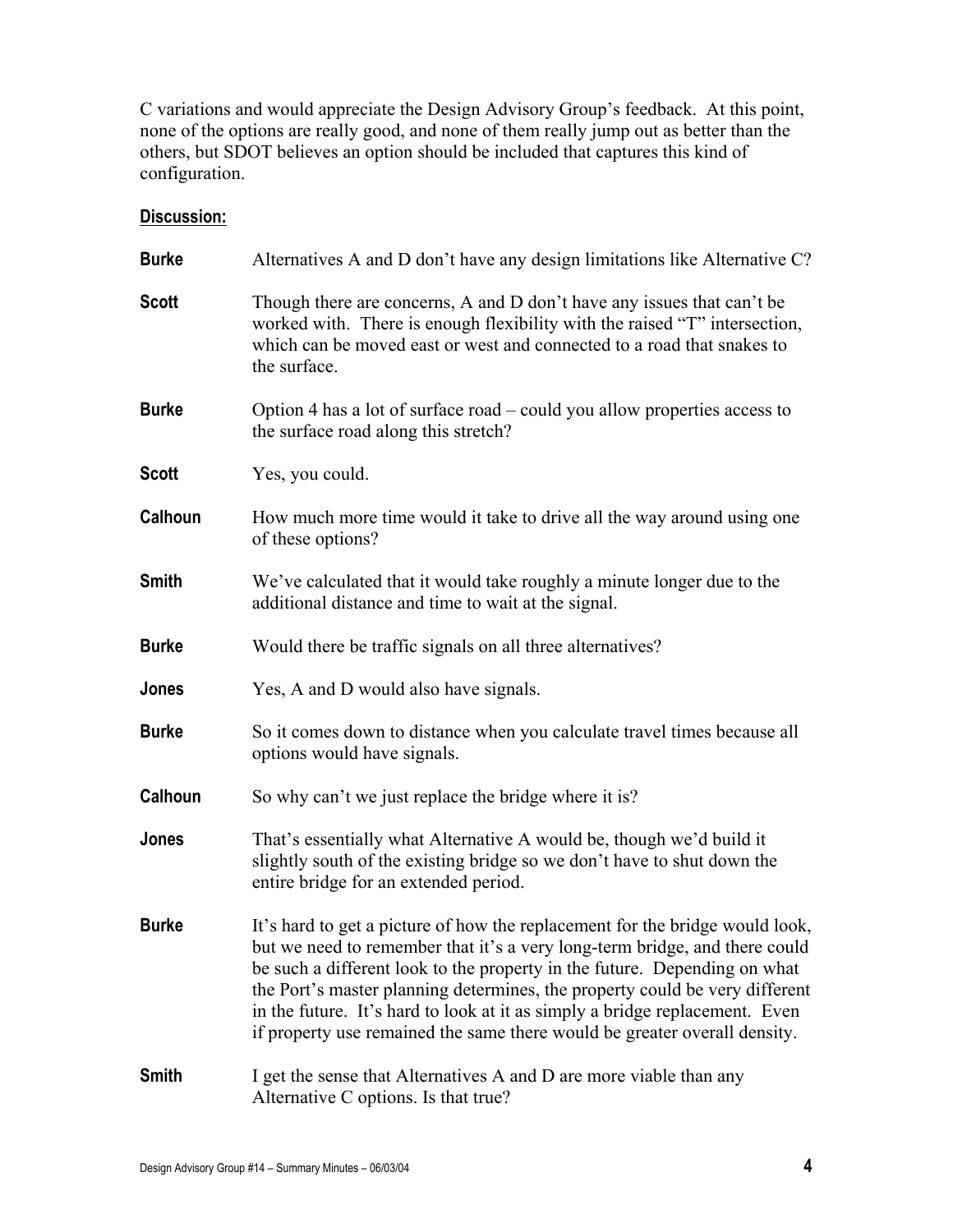C variations and would appreciate the Design Advisory Group's feedback. At this point, none of the options are really good, and none of them really jump out as better than the others, but SDOT believes an option should be included that captures this kind of configuration.

**Discussion:**

**Burke** Alternatives A and D don't have any design limitations like Alternative C?

**Scott** Though there are concerns, A and D don't have any issues that can't be worked with. There is enough flexibility with the raised "T" intersection, which can be moved east or west and connected to a road that snakes to the surface.

**Burke** Option 4 has a lot of surface road – could you allow properties access to the surface road along this stretch?

**Scott** Yes, you could.

**Calhoun** How much more time would it take to drive all the way around using one of these options?

**Smith** We've calculated that it would take roughly a minute longer due to the additional distance and time to wait at the signal.

**Burke** Would there be traffic signals on all three alternatives?

**Jones** Yes, A and D would also have signals.

**Burke** So it comes down to distance when you calculate travel times because all options would have signals.

**Calhoun** So why can't we just replace the bridge where it is?

**Jones** That's essentially what Alternative A would be, though we'd build it slightly south of the existing bridge so we don't have to shut down the entire bridge for an extended period.

**Burke** It's hard to get a picture of how the replacement for the bridge would look, but we need to remember that it's a very long-term bridge, and there could be such a different look to the property in the future. Depending on what the Port's master planning determines, the property could be very different in the future. It's hard to look at it as simply a bridge replacement. Even if property use remained the same there would be greater overall density.

**Smith** I get the sense that Alternatives A and D are more viable than any Alternative C options. Is that true?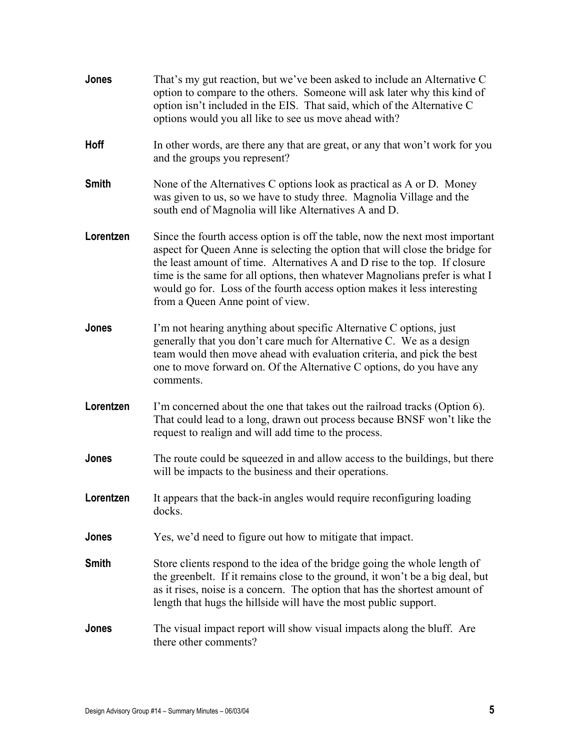**Jones** That's my gut reaction, but we've been asked to include an Alternative C option to compare to the others. Someone will ask later why this kind of option isn't included in the EIS. That said, which of the Alternative C options would you all like to see us move ahead with?

**Hoff** In other words, are there any that are great, or any that won't work for you and the groups you represent?

**Smith** None of the Alternatives C options look as practical as A or D. Money was given to us, so we have to study three. Magnolia Village and the south end of Magnolia will like Alternatives A and D.

**Lorentzen** Since the fourth access option is off the table, now the next most important aspect for Queen Anne is selecting the option that will close the bridge for the least amount of time. Alternatives A and D rise to the top. If closure time is the same for all options, then whatever Magnolians prefer is what I would go for. Loss of the fourth access option makes it less interesting from a Queen Anne point of view.

**Jones** I'm not hearing anything about specific Alternative C options, just generally that you don't care much for Alternative C. We as a design team would then move ahead with evaluation criteria, and pick the best one to move forward on. Of the Alternative C options, do you have any comments.

**Lorentzen** I'm concerned about the one that takes out the railroad tracks (Option 6). That could lead to a long, drawn out process because BNSF won't like the request to realign and will add time to the process.

**Jones** The route could be squeezed in and allow access to the buildings, but there will be impacts to the business and their operations.

**Lorentzen** It appears that the back-in angles would require reconfiguring loading docks.

**Jones** Yes, we'd need to figure out how to mitigate that impact.

**Smith** Store clients respond to the idea of the bridge going the whole length of the greenbelt. If it remains close to the ground, it won't be a big deal, but as it rises, noise is a concern. The option that has the shortest amount of length that hugs the hillside will have the most public support.

**Jones** The visual impact report will show visual impacts along the bluff. Are there other comments?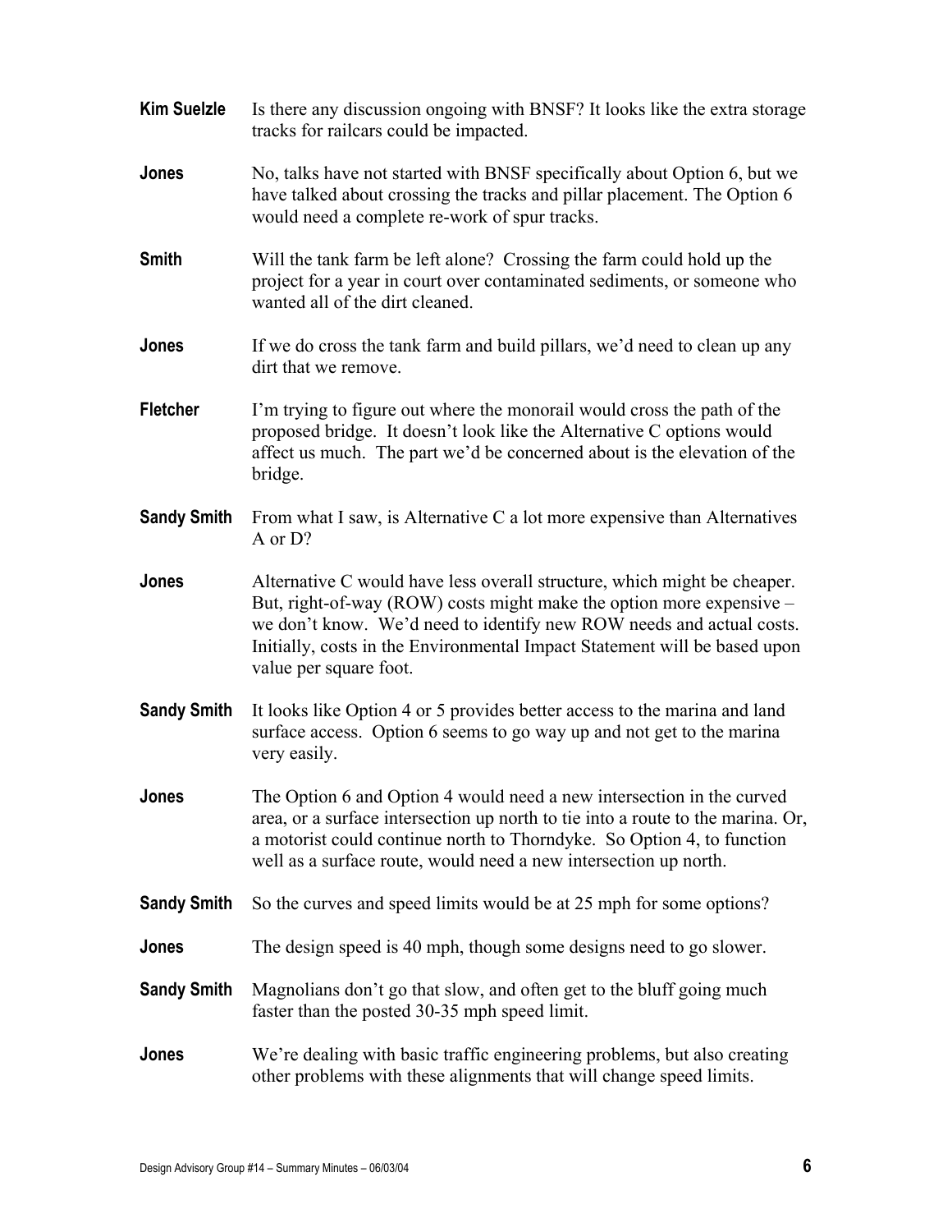**Kim Suelzle** Is there any discussion ongoing with BNSF? It looks like the extra storage tracks for railcars could be impacted.

**Jones** No, talks have not started with BNSF specifically about Option 6, but we have talked about crossing the tracks and pillar placement. The Option 6 would need a complete re-work of spur tracks.

**Smith** Will the tank farm be left alone? Crossing the farm could hold up the project for a year in court over contaminated sediments, or someone who wanted all of the dirt cleaned.

**Jones** If we do cross the tank farm and build pillars, we'd need to clean up any dirt that we remove.

**Fletcher** I'm trying to figure out where the monorail would cross the path of the proposed bridge. It doesn't look like the Alternative C options would affect us much. The part we'd be concerned about is the elevation of the bridge.

**Sandy Smith** From what I saw, is Alternative C a lot more expensive than Alternatives A or D?

**Jones** Alternative C would have less overall structure, which might be cheaper. But, right-of-way (ROW) costs might make the option more expensive – we don't know. We'd need to identify new ROW needs and actual costs. Initially, costs in the Environmental Impact Statement will be based upon value per square foot.

**Sandy Smith** It looks like Option 4 or 5 provides better access to the marina and land surface access. Option 6 seems to go way up and not get to the marina very easily.

**Jones** The Option 6 and Option 4 would need a new intersection in the curved area, or a surface intersection up north to tie into a route to the marina. Or, a motorist could continue north to Thorndyke. So Option 4, to function well as a surface route, would need a new intersection up north.

**Sandy Smith** So the curves and speed limits would be at 25 mph for some options?

**Jones** The design speed is 40 mph, though some designs need to go slower.

**Sandy Smith** Magnolians don't go that slow, and often get to the bluff going much faster than the posted 30-35 mph speed limit.

**Jones** We're dealing with basic traffic engineering problems, but also creating other problems with these alignments that will change speed limits.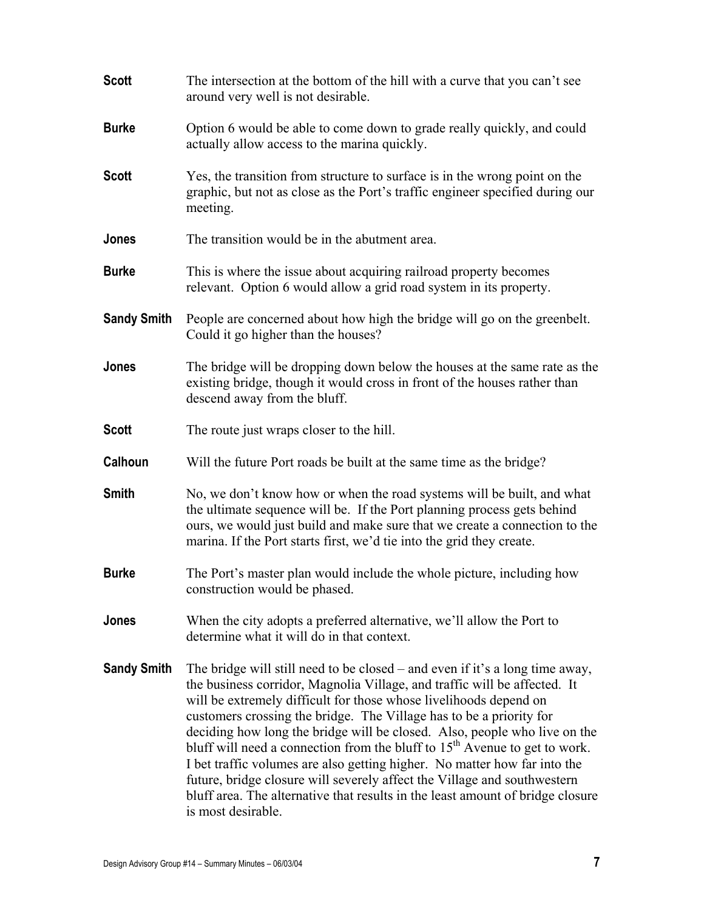**Scott** The intersection at the bottom of the hill with a curve that you can't see around very well is not desirable.

**Burke** Option 6 would be able to come down to grade really quickly, and could actually allow access to the marina quickly.

**Scott** Yes, the transition from structure to surface is in the wrong point on the graphic, but not as close as the Port's traffic engineer specified during our meeting.

**Jones** The transition would be in the abutment area.

**Burke** This is where the issue about acquiring railroad property becomes relevant. Option 6 would allow a grid road system in its property.

**Sandy Smith** People are concerned about how high the bridge will go on the greenbelt. Could it go higher than the houses?

**Jones** The bridge will be dropping down below the houses at the same rate as the existing bridge, though it would cross in front of the houses rather than descend away from the bluff.

**Scott** The route just wraps closer to the hill.

**Calhoun** Will the future Port roads be built at the same time as the bridge?

**Smith** No, we don't know how or when the road systems will be built, and what the ultimate sequence will be. If the Port planning process gets behind ours, we would just build and make sure that we create a connection to the marina. If the Port starts first, we'd tie into the grid they create.

**Burke** The Port's master plan would include the whole picture, including how construction would be phased.

**Jones** When the city adopts a preferred alternative, we'll allow the Port to determine what it will do in that context.

**Sandy Smith** The bridge will still need to be closed – and even if it's a long time away, the business corridor, Magnolia Village, and traffic will be affected. It will be extremely difficult for those whose livelihoods depend on customers crossing the bridge. The Village has to be a priority for deciding how long the bridge will be closed. Also, people who live on the bluff will need a connection from the bluff to 15th Avenue to get to work. I bet traffic volumes are also getting higher. No matter how far into the future, bridge closure will severely affect the Village and southwestern bluff area. The alternative that results in the least amount of bridge closure is most desirable.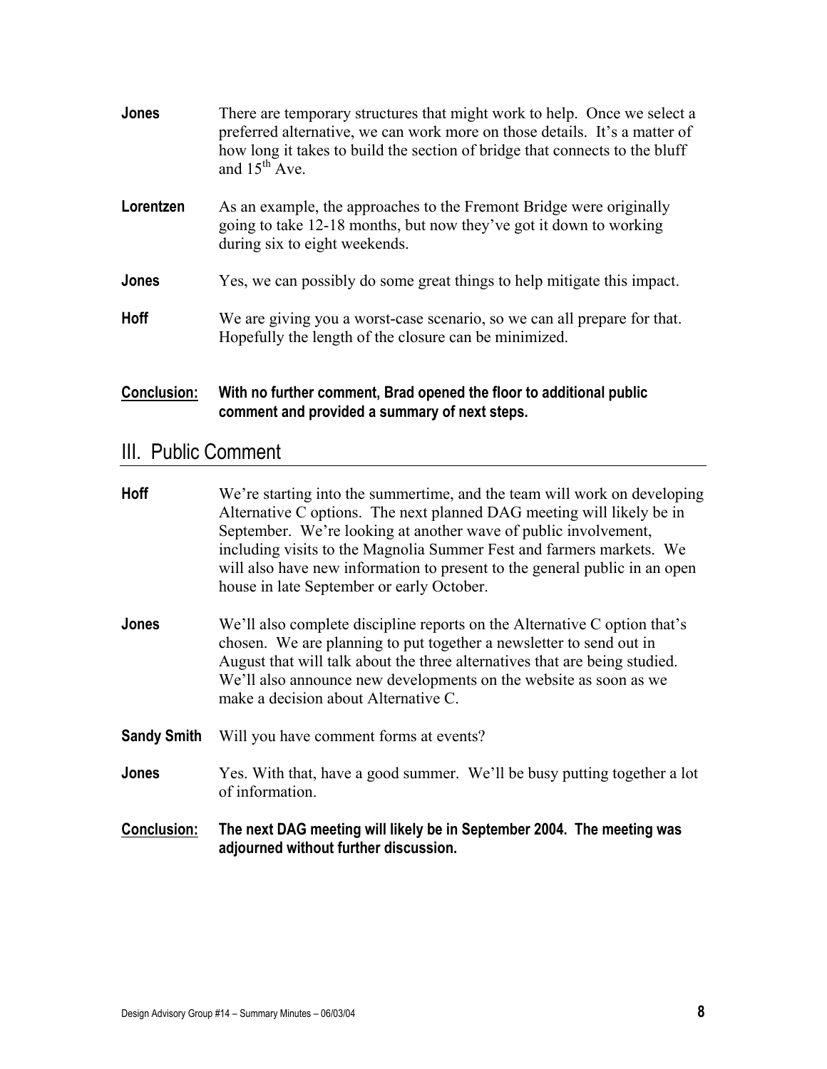**Jones** There are temporary structures that might work to help. Once we select a preferred alternative, we can work more on those details. It's a matter of how long it takes to build the section of bridge that connects to the bluff and 15th Ave.

**Lorentzen** As an example, the approaches to the Fremont Bridge were originally going to take 12-18 months, but now they've got it down to working during six to eight weekends.

**Jones** Yes, we can possibly do some great things to help mitigate this impact.

**Hoff** We are giving you a worst-case scenario, so we can all prepare for that. Hopefully the length of the closure can be minimized.

**Conclusion:** **With no further comment, Brad opened the floor to additional public comment and provided a summary of next steps.**

## III. Public Comment

**Hoff** We're starting into the summertime, and the team will work on developing Alternative C options. The next planned DAG meeting will likely be in September. We're looking at another wave of public involvement, including visits to the Magnolia Summer Fest and farmers markets. We will also have new information to present to the general public in an open house in late September or early October.

**Jones** We'll also complete discipline reports on the Alternative C option that's chosen. We are planning to put together a newsletter to send out in August that will talk about the three alternatives that are being studied. We'll also announce new developments on the website as soon as we make a decision about Alternative C.

**Sandy Smith** Will you have comment forms at events?

**Jones** Yes. With that, have a good summer. We'll be busy putting together a lot of information.

**Conclusion:** **The next DAG meeting will likely be in September 2004. The meeting was adjourned without further discussion.**